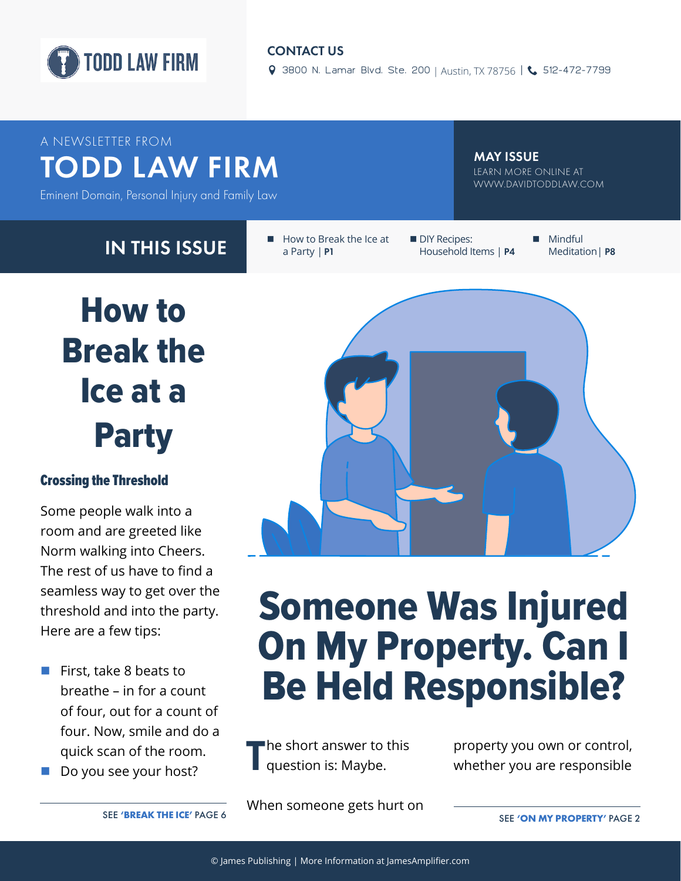TODD LAW FIRM

**CONTACT US**

3800 N. Lamar Blvd. Ste. 200 | Austin, TX 78756 | 512-472-7799

A NEWSLETTER FROM

# TODD LAW FIRM

Eminent Domain, Personal Injury and Family Law

**MAY ISSUE**

LEARN MORE ONLINE AT WWW.DAVIDTODDLAW.COM

## IN THIS ISSUE

- How to Break the Ice at a Party | **P1**
- DIY Recipes: Household Items | **P4**
- Mindful Meditation | **P8**

# How to Break the Ice at a Party

### Crossing the Threshold

Some people walk into a room and are greeted like Norm walking into Cheers. The rest of us have to find a seamless way to get over the threshold and into the party. Here are a few tips:

- First, take 8 beats to breathe – in for a count of four, out for a count of four. Now, smile and do a quick scan of the room.
- Do you see your host?

SEE **'BREAK THE ICE'** PAGE 6

# Someone Was Injured On My Property. Can I Be Held Responsible?

The short answer to this question is: Maybe.

When someone gets hurt on property you own or control, whether you are responsible

SEE **'ON MY PROPERTY'** PAGE 2

© James Publishing | More Information at JamesAmplifier.com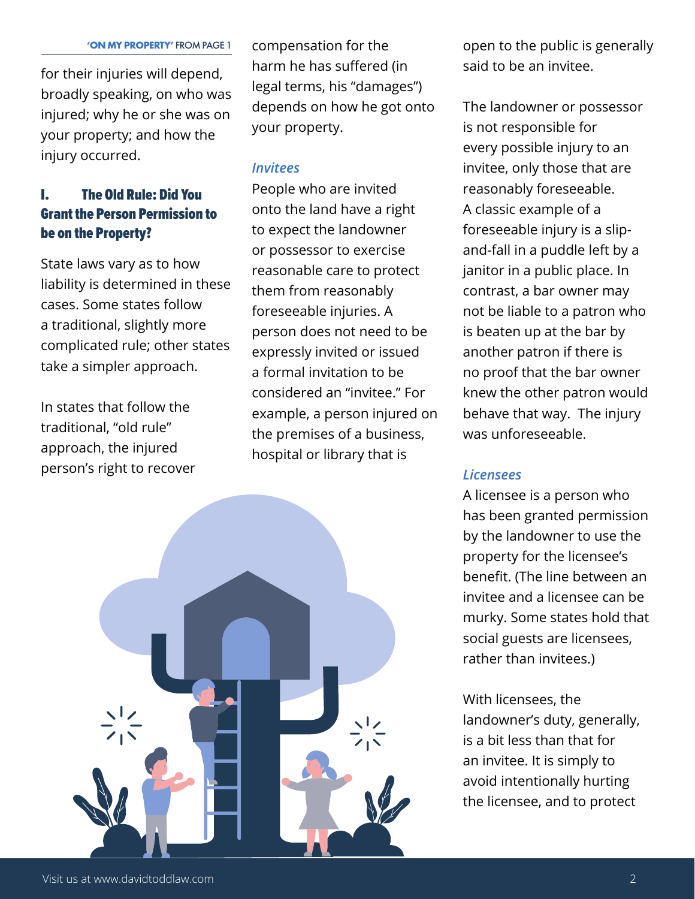'ON MY PROPERTY' FROM PAGE 1

for their injuries will depend, broadly speaking, on who was injured; why he or she was on your property; and how the injury occurred.

## I. The Old Rule: Did You Grant the Person Permission to be on the Property?

State laws vary as to how liability is determined in these cases. Some states follow a traditional, slightly more complicated rule; other states take a simpler approach.

In states that follow the traditional, "old rule" approach, the injured person's right to recover compensation for the harm he has suffered (in legal terms, his "damages") depends on how he got onto your property.

### *Invitees*

People who are invited onto the land have a right to expect the landowner or possessor to exercise reasonable care to protect them from reasonably foreseeable injuries. A person does not need to be expressly invited or issued a formal invitation to be considered an "invitee." For example, a person injured on the premises of a business, hospital or library that is open to the public is generally said to be an invitee.

The landowner or possessor is not responsible for every possible injury to an invitee, only those that are reasonably foreseeable. A classic example of a foreseeable injury is a slip-and-fall in a puddle left by a janitor in a public place. In contrast, a bar owner may not be liable to a patron who is beaten up at the bar by another patron if there is no proof that the bar owner knew the other patron would behave that way. The injury was unforeseeable.

### *Licensees*

A licensee is a person who has been granted permission by the landowner to use the property for the licensee's benefit. (The line between an invitee and a licensee can be murky. Some states hold that social guests are licensees, rather than invitees.)

With licensees, the landowner's duty, generally, is a bit less than that for an invitee. It is simply to avoid intentionally hurting the licensee, and to protect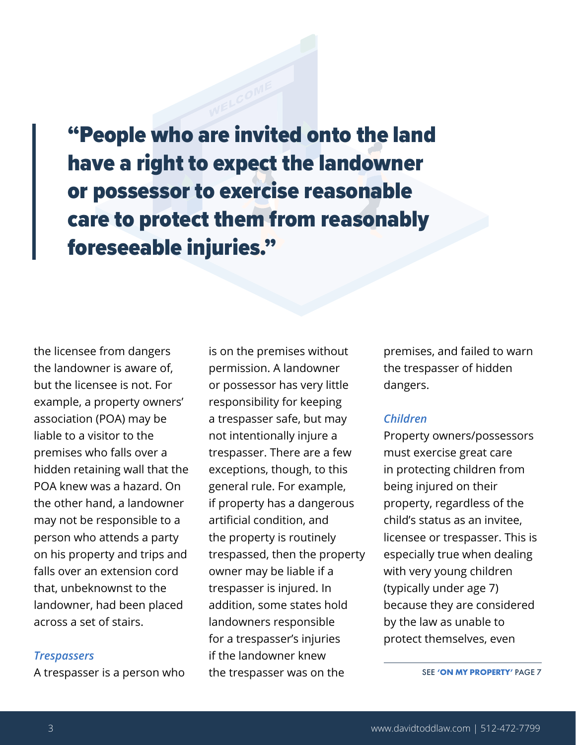> **"People who are invited onto the land have a right to expect the landowner or possessor to exercise reasonable care to protect them from reasonably foreseeable injuries."**

the licensee from dangers the landowner is aware of, but the licensee is not. For example, a property owners' association (POA) may be liable to a visitor to the premises who falls over a hidden retaining wall that the POA knew was a hazard. On the other hand, a landowner may not be responsible to a person who attends a party on his property and trips and falls over an extension cord that, unbeknownst to the landowner, had been placed across a set of stairs.

***Trespassers***

A trespasser is a person who is on the premises without permission. A landowner or possessor has very little responsibility for keeping a trespasser safe, but may not intentionally injure a trespasser. There are a few exceptions, though, to this general rule. For example, if property has a dangerous artificial condition, and the property is routinely trespassed, then the property owner may be liable if a trespasser is injured. In addition, some states hold landowners responsible for a trespasser's injuries if the landowner knew the trespasser was on the premises, and failed to warn the trespasser of hidden dangers.

***Children***

Property owners/possessors must exercise great care in protecting children from being injured on their property, regardless of the child's status as an invitee, licensee or trespasser. This is especially true when dealing with very young children (typically under age 7) because they are considered by the law as unable to protect themselves, even

SEE **'ON MY PROPERTY'** PAGE 7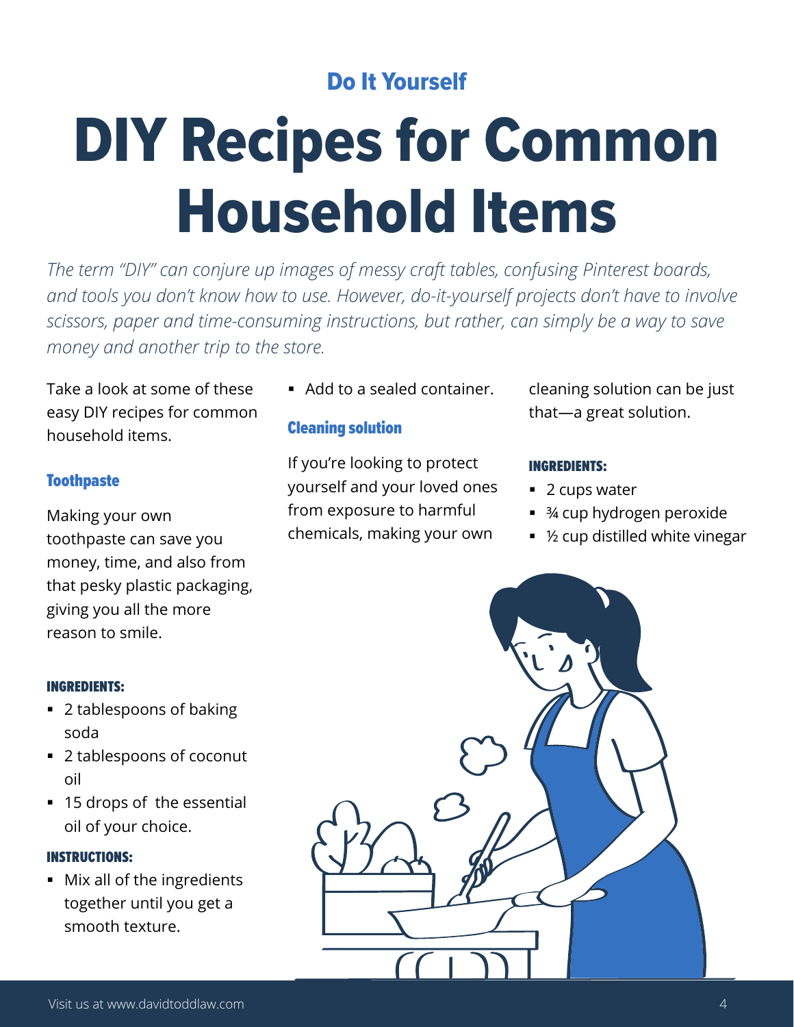## Do It Yourself

# DIY Recipes for Common Household Items

*The term "DIY" can conjure up images of messy craft tables, confusing Pinterest boards, and tools you don't know how to use. However, do-it-yourself projects don't have to involve scissors, paper and time-consuming instructions, but rather, can simply be a way to save money and another trip to the store.*

Take a look at some of these easy DIY recipes for common household items.

### Toothpaste

Making your own toothpaste can save you money, time, and also from that pesky plastic packaging, giving you all the more reason to smile.

#### INGREDIENTS:

- 2 tablespoons of baking soda
- 2 tablespoons of coconut oil
- 15 drops of the essential oil of your choice.

#### INSTRUCTIONS:

- Mix all of the ingredients together until you get a smooth texture.
- Add to a sealed container.

### Cleaning solution

If you're looking to protect yourself and your loved ones from exposure to harmful chemicals, making your own cleaning solution can be just that—a great solution.

#### INGREDIENTS:

- 2 cups water
- ¾ cup hydrogen peroxide
- ½ cup distilled white vinegar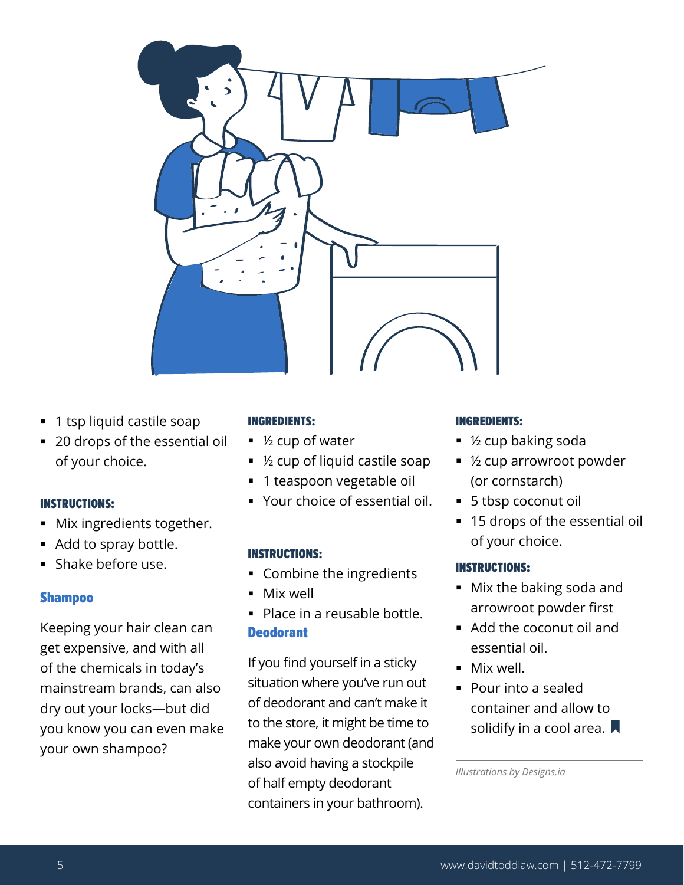- 1 tsp liquid castile soap
- 20 drops of the essential oil of your choice.

**INSTRUCTIONS:**

- Mix ingredients together.
- Add to spray bottle.
- Shake before use.

## Shampoo

Keeping your hair clean can get expensive, and with all of the chemicals in today's mainstream brands, can also dry out your locks—but did you know you can even make your own shampoo?

**INGREDIENTS:**

- ½ cup of water
- ½ cup of liquid castile soap
- 1 teaspoon vegetable oil
- Your choice of essential oil.

**INSTRUCTIONS:**

- Combine the ingredients
- Mix well
- Place in a reusable bottle.

## Deodorant

If you find yourself in a sticky situation where you've run out of deodorant and can't make it to the store, it might be time to make your own deodorant (and also avoid having a stockpile of half empty deodorant containers in your bathroom).

**INGREDIENTS:**

- ½ cup baking soda
- ½ cup arrowroot powder (or cornstarch)
- 5 tbsp coconut oil
- 15 drops of the essential oil of your choice.

**INSTRUCTIONS:**

- Mix the baking soda and arrowroot powder first
- Add the coconut oil and essential oil.
- Mix well.
- Pour into a sealed container and allow to solidify in a cool area.

*Illustrations by Designs.ia*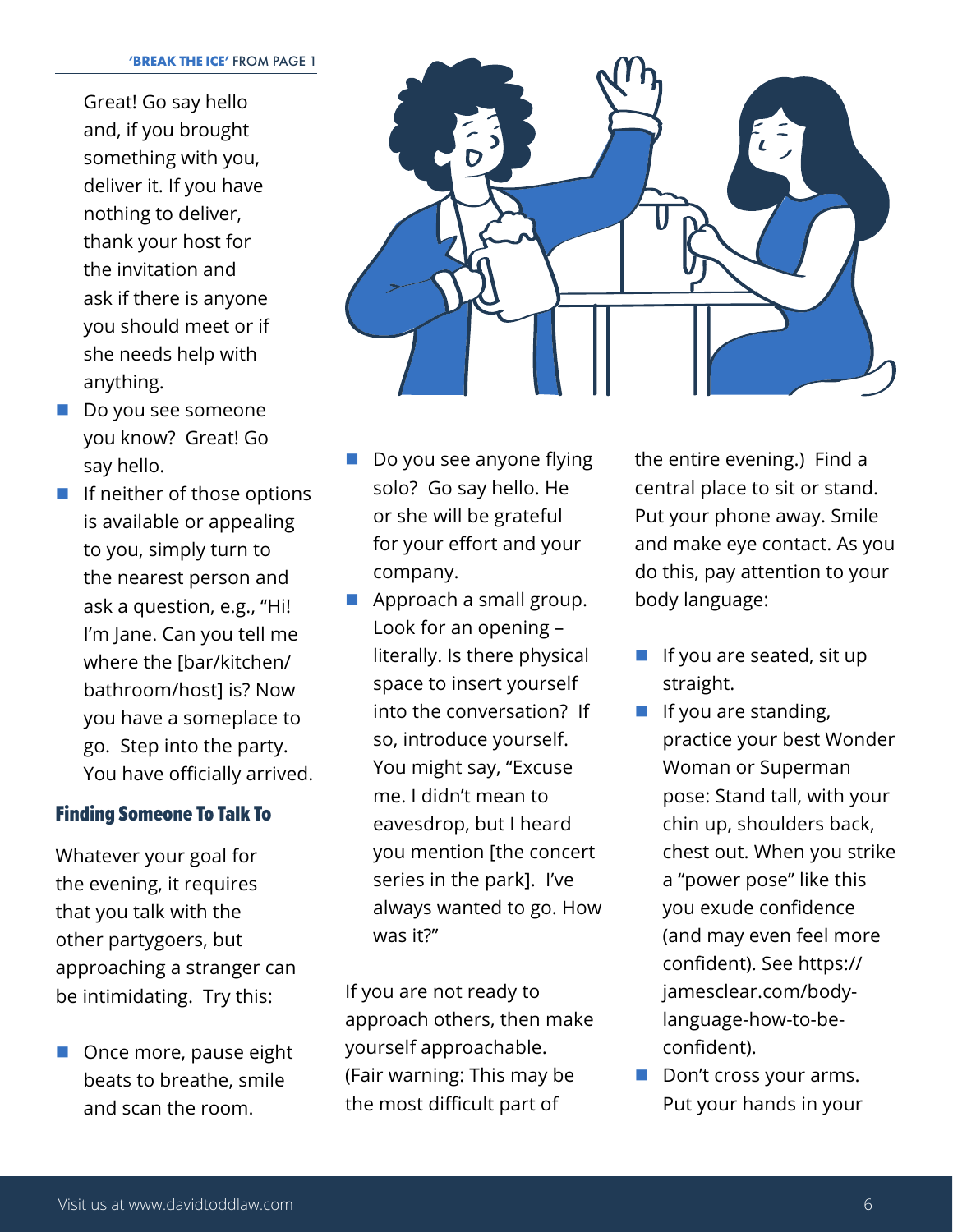'BREAK THE ICE' FROM PAGE 1

Great! Go say hello and, if you brought something with you, deliver it. If you have nothing to deliver, thank your host for the invitation and ask if there is anyone you should meet or if she needs help with anything.

- Do you see someone you know? Great! Go say hello.
- If neither of those options is available or appealing to you, simply turn to the nearest person and ask a question, e.g., "Hi! I'm Jane. Can you tell me where the [bar/kitchen/ bathroom/host] is? Now you have a someplace to go. Step into the party. You have officially arrived.

## Finding Someone To Talk To

Whatever your goal for the evening, it requires that you talk with the other partygoers, but approaching a stranger can be intimidating. Try this:

- Once more, pause eight beats to breathe, smile and scan the room.
- Do you see anyone flying solo? Go say hello. He or she will be grateful for your effort and your company.
- Approach a small group. Look for an opening – literally. Is there physical space to insert yourself into the conversation? If so, introduce yourself. You might say, "Excuse me. I didn't mean to eavesdrop, but I heard you mention [the concert series in the park]. I've always wanted to go. How was it?"

If you are not ready to approach others, then make yourself approachable. (Fair warning: This may be the most difficult part of the entire evening.) Find a central place to sit or stand. Put your phone away. Smile and make eye contact. As you do this, pay attention to your body language:

- If you are seated, sit up straight.
- If you are standing, practice your best Wonder Woman or Superman pose: Stand tall, with your chin up, shoulders back, chest out. When you strike a "power pose" like this you exude confidence (and may even feel more confident). See https://jamesclear.com/body-language-how-to-be-confident).
- Don't cross your arms. Put your hands in your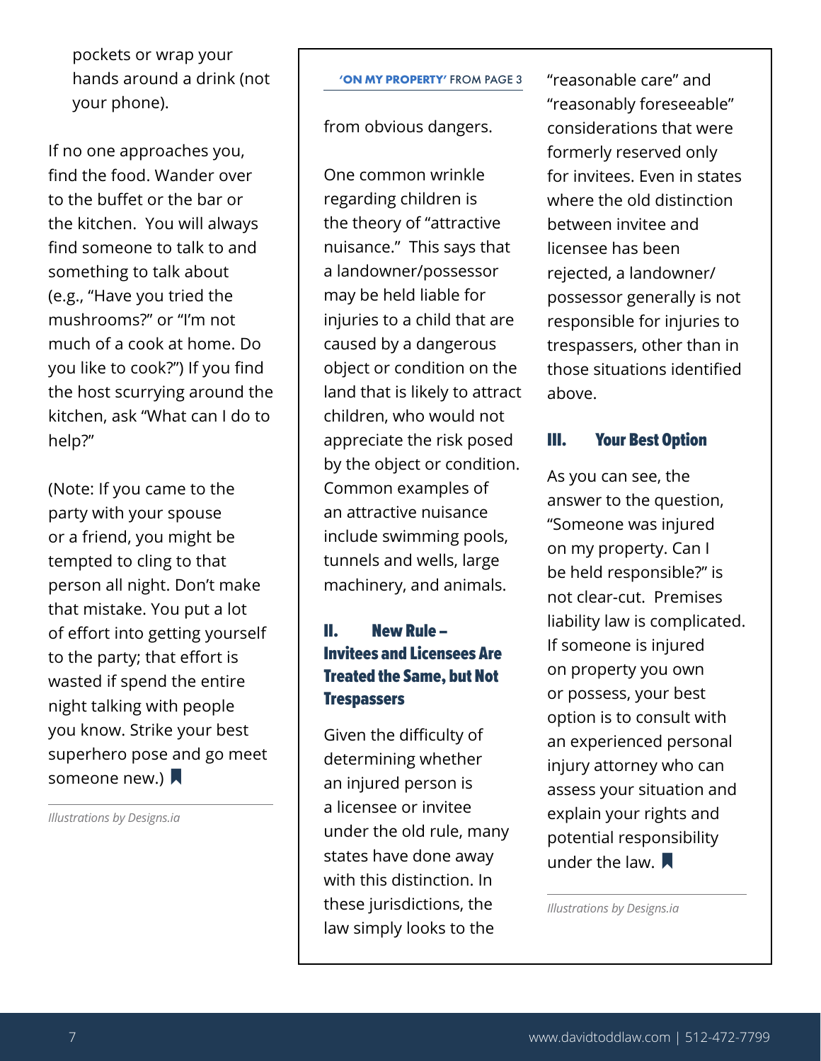pockets or wrap your hands around a drink (not your phone).

If no one approaches you, find the food. Wander over to the buffet or the bar or the kitchen. You will always find someone to talk to and something to talk about (e.g., "Have you tried the mushrooms?" or "I'm not much of a cook at home. Do you like to cook?") If you find the host scurrying around the kitchen, ask "What can I do to help?"

(Note: If you came to the party with your spouse or a friend, you might be tempted to cling to that person all night. Don't make that mistake. You put a lot of effort into getting yourself to the party; that effort is wasted if spend the entire night talking with people you know. Strike your best superhero pose and go meet someone new.)

*Illustrations by Designs.ia*

**'ON MY PROPERTY' FROM PAGE 3**

from obvious dangers.

One common wrinkle regarding children is the theory of "attractive nuisance." This says that a landowner/possessor may be held liable for injuries to a child that are caused by a dangerous object or condition on the land that is likely to attract children, who would not appreciate the risk posed by the object or condition. Common examples of an attractive nuisance include swimming pools, tunnels and wells, large machinery, and animals.

## II. New Rule – Invitees and Licensees Are Treated the Same, but Not Trespassers

Given the difficulty of determining whether an injured person is a licensee or invitee under the old rule, many states have done away with this distinction. In these jurisdictions, the law simply looks to the "reasonable care" and "reasonably foreseeable" considerations that were formerly reserved only for invitees. Even in states where the old distinction between invitee and licensee has been rejected, a landowner/possessor generally is not responsible for injuries to trespassers, other than in those situations identified above.

## III. Your Best Option

As you can see, the answer to the question, "Someone was injured on my property. Can I be held responsible?" is not clear-cut. Premises liability law is complicated. If someone is injured on property you own or possess, your best option is to consult with an experienced personal injury attorney who can assess your situation and explain your rights and potential responsibility under the law.

*Illustrations by Designs.ia*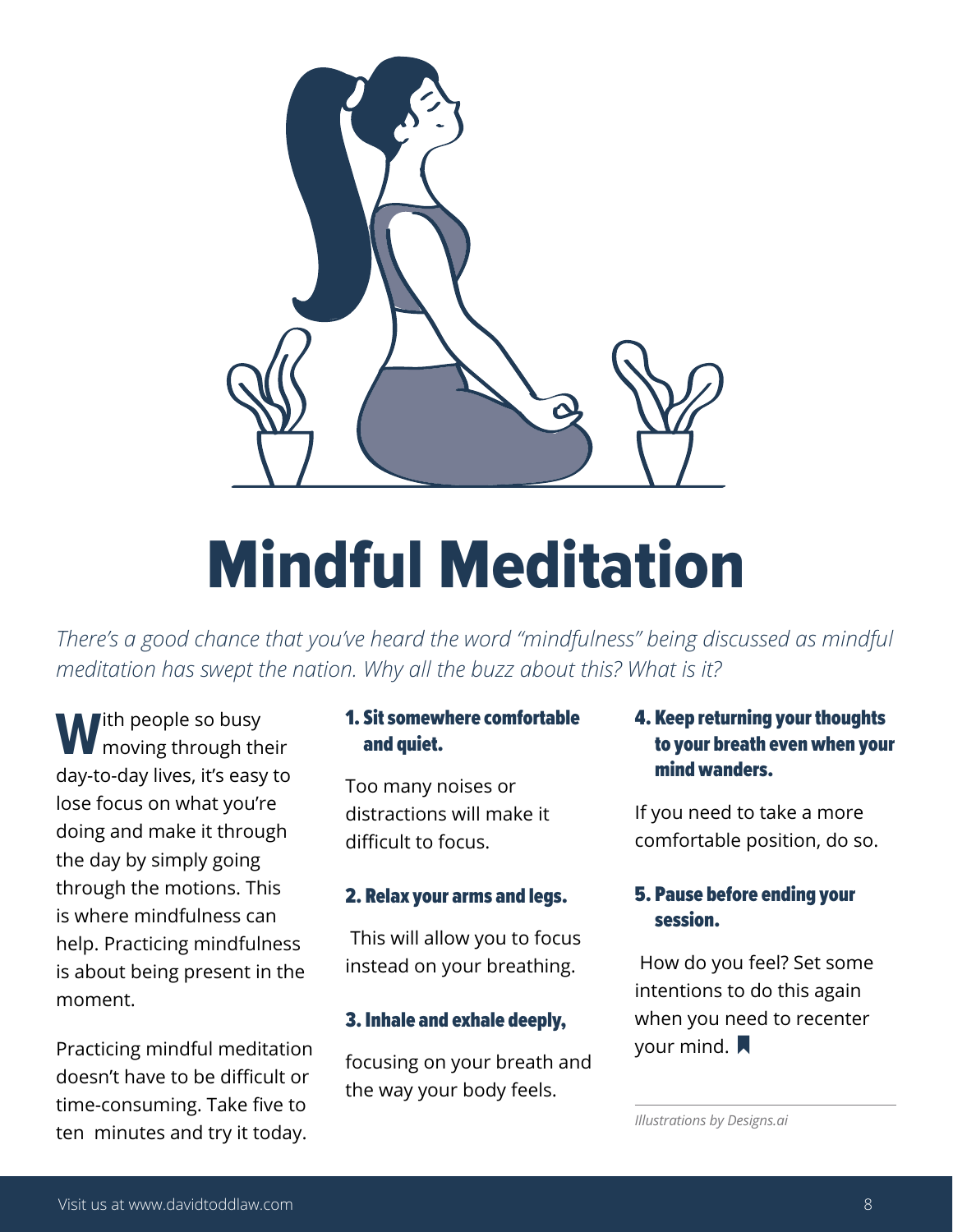# Mindful Meditation

*There's a good chance that you've heard the word "mindfulness" being discussed as mindful meditation has swept the nation. Why all the buzz about this? What is it?*

With people so busy moving through their day-to-day lives, it's easy to lose focus on what you're doing and make it through the day by simply going through the motions. This is where mindfulness can help. Practicing mindfulness is about being present in the moment.

Practicing mindful meditation doesn't have to be difficult or time-consuming. Take five to ten minutes and try it today.

**1. Sit somewhere comfortable and quiet.**

Too many noises or distractions will make it difficult to focus.

**2. Relax your arms and legs.**

This will allow you to focus instead on your breathing.

**3. Inhale and exhale deeply,**

focusing on your breath and the way your body feels.

**4. Keep returning your thoughts to your breath even when your mind wanders.**

If you need to take a more comfortable position, do so.

**5. Pause before ending your session.**

How do you feel? Set some intentions to do this again when you need to recenter your mind.

*Illustrations by Designs.ai*

Visit us at www.davidtoddlaw.com